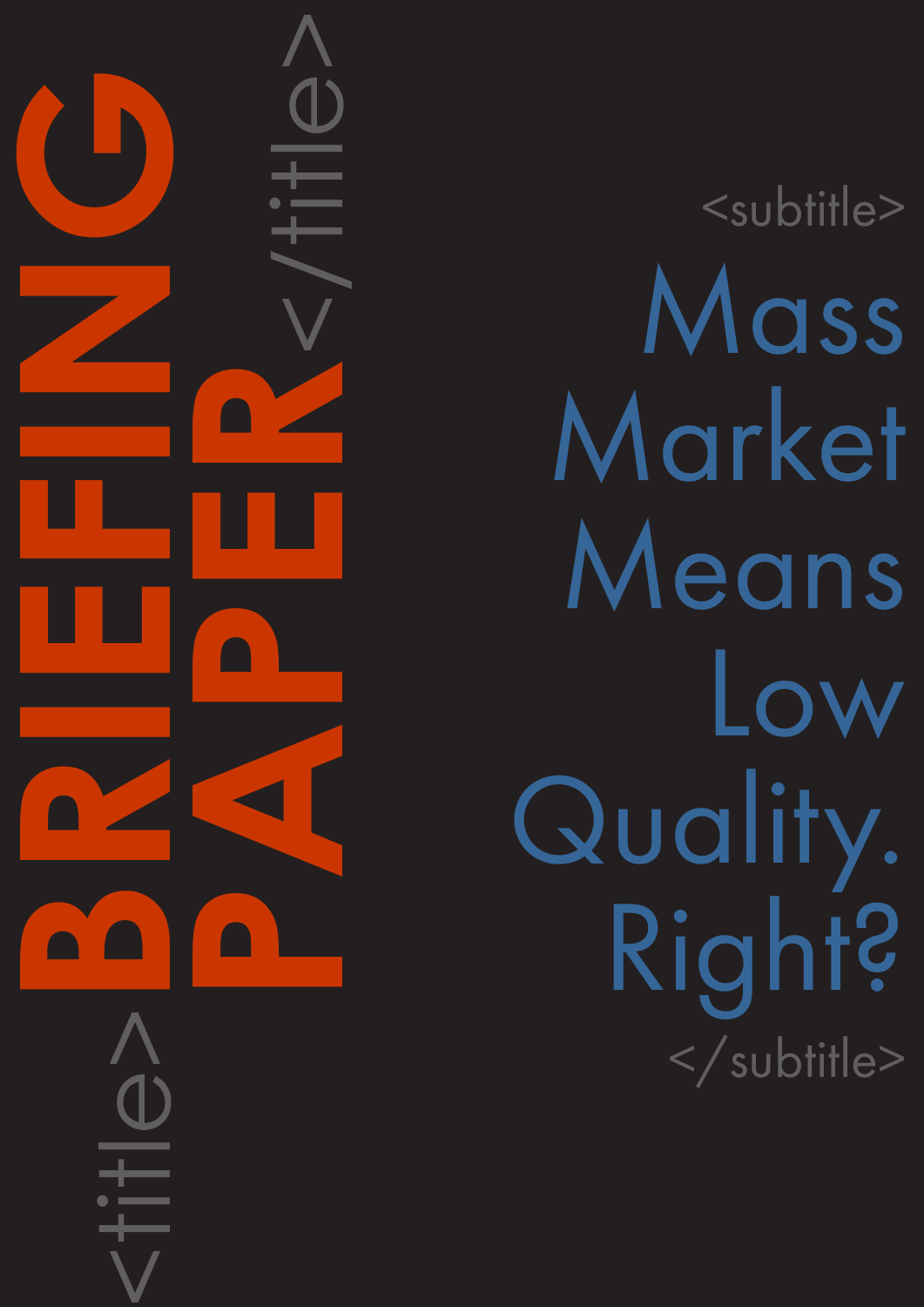<title>

# BRIEFING PAPER

</title>

<subtitle>

## Mass Market Means Low Quality. Right?

</subtitle>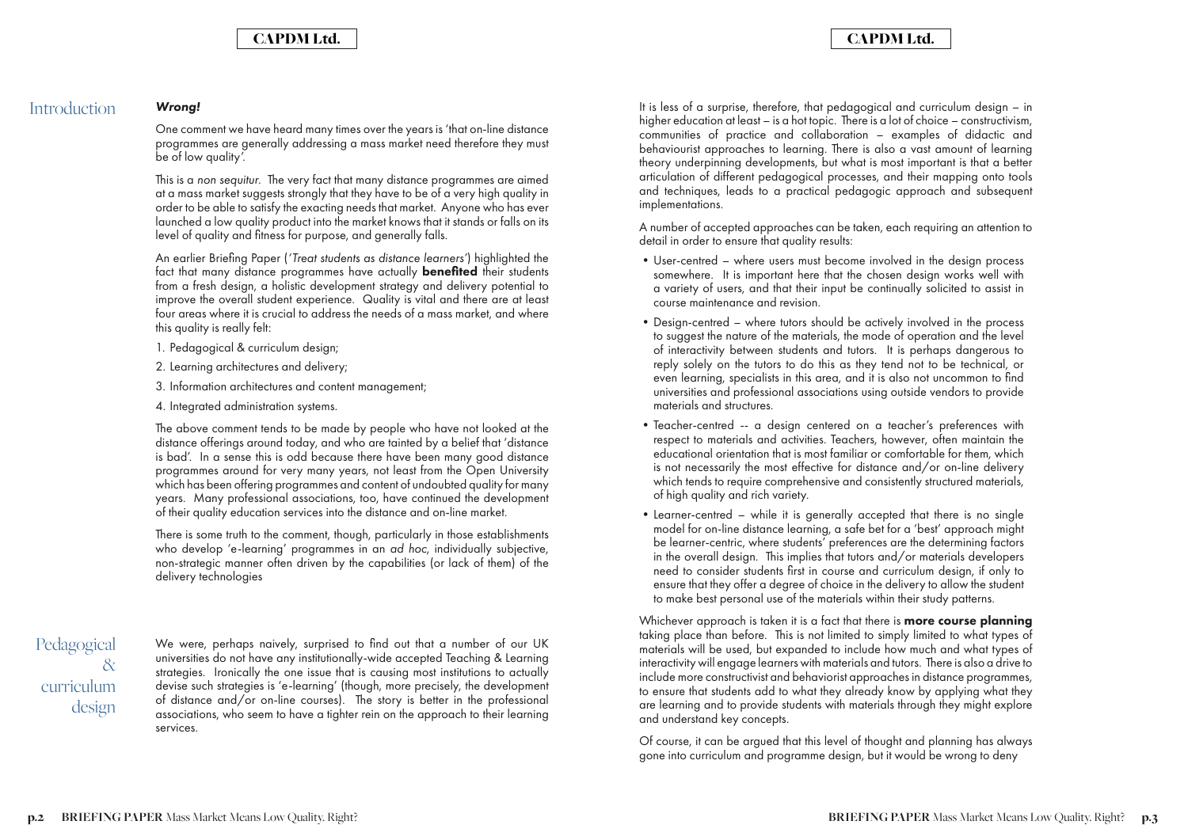## Introduction

***Wrong!***

One comment we have heard many times over the years is 'that on-line distance programmes are generally addressing a mass market need therefore they must be of low quality'.

This is a *non sequitur*. The very fact that many distance programmes are aimed at a mass market suggests strongly that they have to be of a very high quality in order to be able to satisfy the exacting needs that market. Anyone who has ever launched a low quality product into the market knows that it stands or falls on its level of quality and fitness for purpose, and generally falls.

An earlier Briefing Paper (*'Treat students as distance learners'*) highlighted the fact that many distance programmes have actually **benefited** their students from a fresh design, a holistic development strategy and delivery potential to improve the overall student experience. Quality is vital and there are at least four areas where it is crucial to address the needs of a mass market, and where this quality is really felt:

1. Pedagogical & curriculum design;
2. Learning architectures and delivery;
3. Information architectures and content management;
4. Integrated administration systems.

The above comment tends to be made by people who have not looked at the distance offerings around today, and who are tainted by a belief that 'distance is bad'. In a sense this is odd because there have been many good distance programmes around for very many years, not least from the Open University which has been offering programmes and content of undoubted quality for many years. Many professional associations, too, have continued the development of their quality education services into the distance and on-line market.

There is some truth to the comment, though, particularly in those establishments who develop 'e-learning' programmes in an *ad hoc*, individually subjective, non-strategic manner often driven by the capabilities (or lack of them) of the delivery technologies

## Pedagogical & curriculum design

We were, perhaps naively, surprised to find out that a number of our UK universities do not have any institutionally-wide accepted Teaching & Learning strategies. Ironically the one issue that is causing most institutions to actually devise such strategies is 'e-learning' (though, more precisely, the development of distance and/or on-line courses). The story is better in the professional associations, who seem to have a tighter rein on the approach to their learning services.

It is less of a surprise, therefore, that pedagogical and curriculum design – in higher education at least – is a hot topic. There is a lot of choice – constructivism, communities of practice and collaboration – examples of didactic and behaviourist approaches to learning. There is also a vast amount of learning theory underpinning developments, but what is most important is that a better articulation of different pedagogical processes, and their mapping onto tools and techniques, leads to a practical pedagogic approach and subsequent implementations.

A number of accepted approaches can be taken, each requiring an attention to detail in order to ensure that quality results:

- User-centred – where users must become involved in the design process somewhere. It is important here that the chosen design works well with a variety of users, and that their input be continually solicited to assist in course maintenance and revision.
- Design-centred – where tutors should be actively involved in the process to suggest the nature of the materials, the mode of operation and the level of interactivity between students and tutors. It is perhaps dangerous to reply solely on the tutors to do this as they tend not to be technical, or even learning, specialists in this area, and it is also not uncommon to find universities and professional associations using outside vendors to provide materials and structures.
- Teacher-centred -- a design centered on a teacher's preferences with respect to materials and activities. Teachers, however, often maintain the educational orientation that is most familiar or comfortable for them, which is not necessarily the most effective for distance and/or on-line delivery which tends to require comprehensive and consistently structured materials, of high quality and rich variety.
- Learner-centred – while it is generally accepted that there is no single model for on-line distance learning, a safe bet for a 'best' approach might be learner-centric, where students' preferences are the determining factors in the overall design. This implies that tutors and/or materials developers need to consider students first in course and curriculum design, if only to ensure that they offer a degree of choice in the delivery to allow the student to make best personal use of the materials within their study patterns.

Whichever approach is taken it is a fact that there is **more course planning** taking place than before. This is not limited to simply limited to what types of materials will be used, but expanded to include how much and what types of interactivity will engage learners with materials and tutors. There is also a drive to include more constructivist and behaviorist approaches in distance programmes, to ensure that students add to what they already know by applying what they are learning and to provide students with materials through they might explore and understand key concepts.

Of course, it can be argued that this level of thought and planning has always gone into curriculum and programme design, but it would be wrong to deny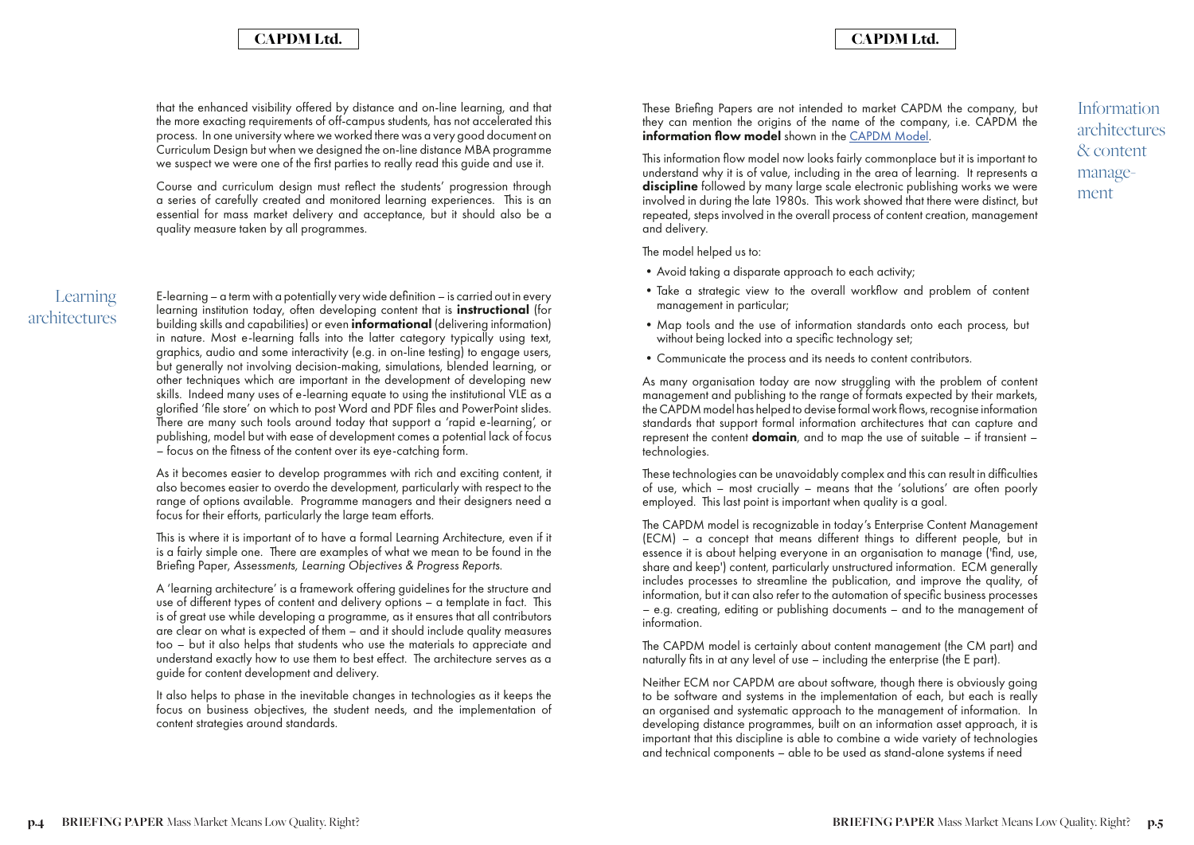that the enhanced visibility offered by distance and on-line learning, and that the more exacting requirements of off-campus students, has not accelerated this process. In one university where we worked there was a very good document on Curriculum Design but when we designed the on-line distance MBA programme we suspect we were one of the first parties to really read this guide and use it.

Course and curriculum design must reflect the students' progression through a series of carefully created and monitored learning experiences. This is an essential for mass market delivery and acceptance, but it should also be a quality measure taken by all programmes.

## Learning architectures

E-learning – a term with a potentially very wide definition – is carried out in every learning institution today, often developing content that is **instructional** (for building skills and capabilities) or even **informational** (delivering information) in nature. Most e-learning falls into the latter category typically using text, graphics, audio and some interactivity (e.g. in on-line testing) to engage users, but generally not involving decision-making, simulations, blended learning, or other techniques which are important in the development of developing new skills. Indeed many uses of e-learning equate to using the institutional VLE as a glorified 'file store' on which to post Word and PDF files and PowerPoint slides. There are many such tools around today that support a 'rapid e-learning', or publishing, model but with ease of development comes a potential lack of focus – focus on the fitness of the content over its eye-catching form.

As it becomes easier to develop programmes with rich and exciting content, it also becomes easier to overdo the development, particularly with respect to the range of options available. Programme managers and their designers need a focus for their efforts, particularly the large team efforts.

This is where it is important of to have a formal Learning Architecture, even if it is a fairly simple one. There are examples of what we mean to be found in the Briefing Paper, *Assessments, Learning Objectives & Progress Reports.*

A 'learning architecture' is a framework offering guidelines for the structure and use of different types of content and delivery options – a template in fact. This is of great use while developing a programme, as it ensures that all contributors are clear on what is expected of them – and it should include quality measures too – but it also helps that students who use the materials to appreciate and understand exactly how to use them to best effect. The architecture serves as a guide for content development and delivery.

It also helps to phase in the inevitable changes in technologies as it keeps the focus on business objectives, the student needs, and the implementation of content strategies around standards.

## Information architectures & content management

These Briefing Papers are not intended to market CAPDM the company, but they can mention the origins of the name of the company, i.e. CAPDM the **information flow model** shown in the CAPDM Model.

This information flow model now looks fairly commonplace but it is important to understand why it is of value, including in the area of learning. It represents a **discipline** followed by many large scale electronic publishing works we were involved in during the late 1980s. This work showed that there were distinct, but repeated, steps involved in the overall process of content creation, management and delivery.

The model helped us to:

- Avoid taking a disparate approach to each activity;
- Take a strategic view to the overall workflow and problem of content management in particular;
- Map tools and the use of information standards onto each process, but without being locked into a specific technology set;
- Communicate the process and its needs to content contributors.

As many organisation today are now struggling with the problem of content management and publishing to the range of formats expected by their markets, the CAPDM model has helped to devise formal work flows, recognise information standards that support formal information architectures that can capture and represent the content **domain**, and to map the use of suitable – if transient – technologies.

These technologies can be unavoidably complex and this can result in difficulties of use, which – most crucially – means that the 'solutions' are often poorly employed. This last point is important when quality is a goal.

The CAPDM model is recognizable in today's Enterprise Content Management (ECM) – a concept that means different things to different people, but in essence it is about helping everyone in an organisation to manage ('find, use, share and keep') content, particularly unstructured information. ECM generally includes processes to streamline the publication, and improve the quality, of information, but it can also refer to the automation of specific business processes – e.g. creating, editing or publishing documents – and to the management of information.

The CAPDM model is certainly about content management (the CM part) and naturally fits in at any level of use – including the enterprise (the E part).

Neither ECM nor CAPDM are about software, though there is obviously going to be software and systems in the implementation of each, but each is really an organised and systematic approach to the management of information. In developing distance programmes, built on an information asset approach, it is important that this discipline is able to combine a wide variety of technologies and technical components – able to be used as stand-alone systems if need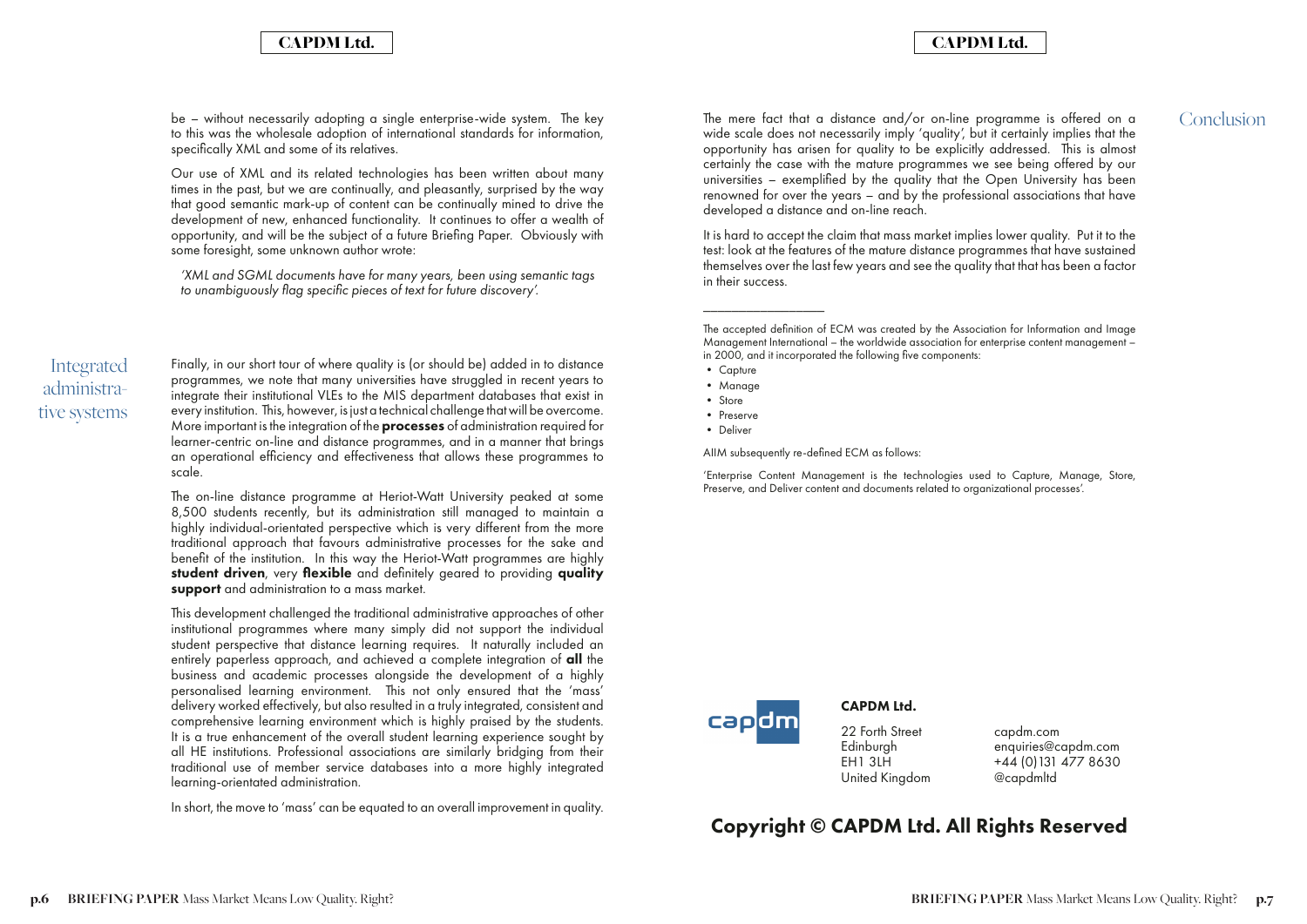be – without necessarily adopting a single enterprise-wide system. The key to this was the wholesale adoption of international standards for information, specifically XML and some of its relatives.

Our use of XML and its related technologies has been written about many times in the past, but we are continually, and pleasantly, surprised by the way that good semantic mark-up of content can be continually mined to drive the development of new, enhanced functionality. It continues to offer a wealth of opportunity, and will be the subject of a future Briefing Paper. Obviously with some foresight, some unknown author wrote:

> *'XML and SGML documents have for many years, been using semantic tags to unambiguously flag specific pieces of text for future discovery'.*

## Integrated administrative systems

Finally, in our short tour of where quality is (or should be) added in to distance programmes, we note that many universities have struggled in recent years to integrate their institutional VLEs to the MIS department databases that exist in every institution. This, however, is just a technical challenge that will be overcome. More important is the integration of the **processes** of administration required for learner-centric on-line and distance programmes, and in a manner that brings an operational efficiency and effectiveness that allows these programmes to scale.

The on-line distance programme at Heriot-Watt University peaked at some 8,500 students recently, but its administration still managed to maintain a highly individual-orientated perspective which is very different from the more traditional approach that favours administrative processes for the sake and benefit of the institution. In this way the Heriot-Watt programmes are highly **student driven**, very **flexible** and definitely geared to providing **quality support** and administration to a mass market.

This development challenged the traditional administrative approaches of other institutional programmes where many simply did not support the individual student perspective that distance learning requires. It naturally included an entirely paperless approach, and achieved a complete integration of **all** the business and academic processes alongside the development of a highly personalised learning environment. This not only ensured that the 'mass' delivery worked effectively, but also resulted in a truly integrated, consistent and comprehensive learning environment which is highly praised by the students. It is a true enhancement of the overall student learning experience sought by all HE institutions. Professional associations are similarly bridging from their traditional use of member service databases into a more highly integrated learning-orientated administration.

In short, the move to 'mass' can be equated to an overall improvement in quality.

## Conclusion

The mere fact that a distance and/or on-line programme is offered on a wide scale does not necessarily imply 'quality', but it certainly implies that the opportunity has arisen for quality to be explicitly addressed. This is almost certainly the case with the mature programmes we see being offered by our universities – exemplified by the quality that the Open University has been renowned for over the years – and by the professional associations that have developed a distance and on-line reach.

It is hard to accept the claim that mass market implies lower quality. Put it to the test: look at the features of the mature distance programmes that have sustained themselves over the last few years and see the quality that that has been a factor in their success.

---

The accepted definition of ECM was created by the Association for Information and Image Management International – the worldwide association for enterprise content management – in 2000, and it incorporated the following five components:

- Capture
- Manage
- Store
- Preserve
- Deliver

AIIM subsequently re-defined ECM as follows:

'Enterprise Content Management is the technologies used to Capture, Manage, Store, Preserve, and Deliver content and documents related to organizational processes'.

**CAPDM Ltd.**

22 Forth Street
Edinburgh
EH1 3LH
United Kingdom

capdm.com
enquiries@capdm.com
+44 (0)131 477 8630
@capdmltd

**Copyright © CAPDM Ltd. All Rights Reserved**